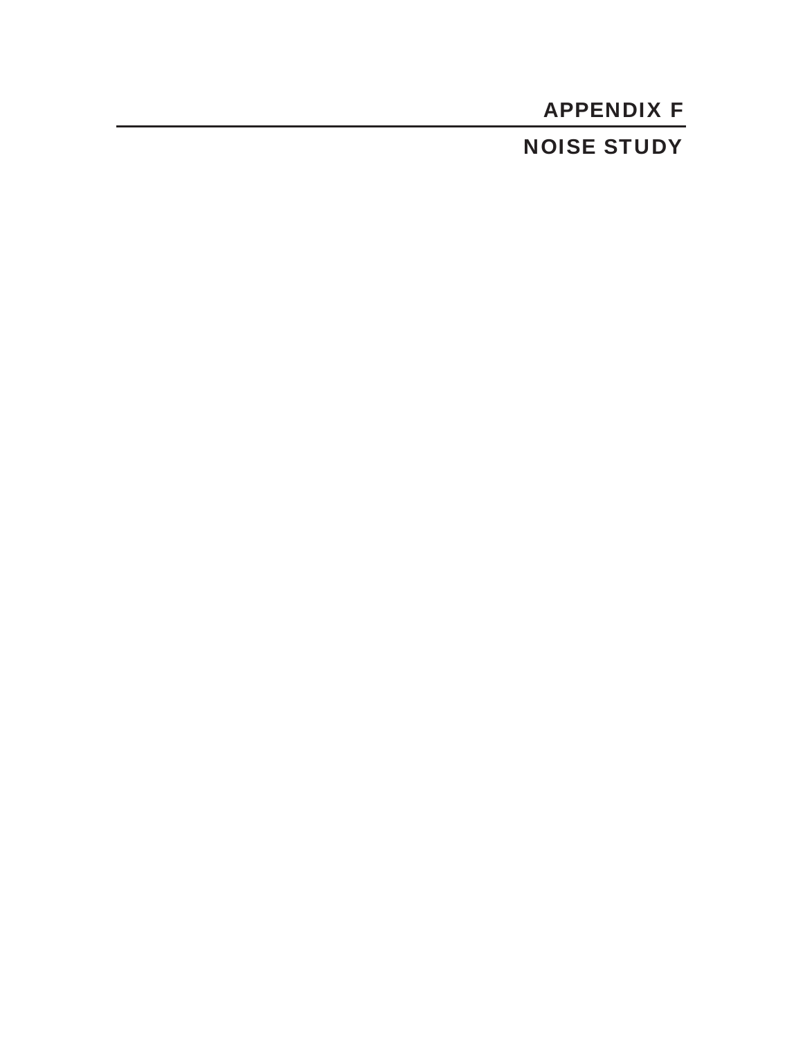# APPENDIX F

## NOISE STUDY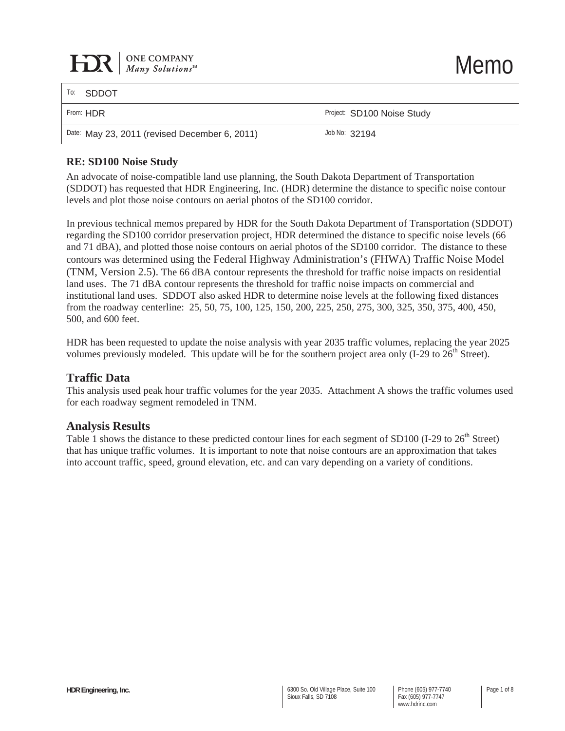# Memo

| To: SDDOT | |
|---|---|
| From: HDR | Project: SD100 Noise Study |
| Date: May 23, 2011 (revised December 6, 2011) | Job No: 32194 |

**RE: SD100 Noise Study**

An advocate of noise-compatible land use planning, the South Dakota Department of Transportation (SDDOT) has requested that HDR Engineering, Inc. (HDR) determine the distance to specific noise contour levels and plot those noise contours on aerial photos of the SD100 corridor.

In previous technical memos prepared by HDR for the South Dakota Department of Transportation (SDDOT) regarding the SD100 corridor preservation project, HDR determined the distance to specific noise levels (66 and 71 dBA), and plotted those noise contours on aerial photos of the SD100 corridor. The distance to these contours was determined using the Federal Highway Administration's (FHWA) Traffic Noise Model (TNM, Version 2.5). The 66 dBA contour represents the threshold for traffic noise impacts on residential land uses. The 71 dBA contour represents the threshold for traffic noise impacts on commercial and institutional land uses. SDDOT also asked HDR to determine noise levels at the following fixed distances from the roadway centerline: 25, 50, 75, 100, 125, 150, 200, 225, 250, 275, 300, 325, 350, 375, 400, 450, 500, and 600 feet.

HDR has been requested to update the noise analysis with year 2035 traffic volumes, replacing the year 2025 volumes previously modeled. This update will be for the southern project area only (I-29 to 26th Street).

## Traffic Data

This analysis used peak hour traffic volumes for the year 2035. Attachment A shows the traffic volumes used for each roadway segment remodeled in TNM.

## Analysis Results

Table 1 shows the distance to these predicted contour lines for each segment of SD100 (I-29 to 26th Street) that has unique traffic volumes. It is important to note that noise contours are an approximation that takes into account traffic, speed, ground elevation, etc. and can vary depending on a variety of conditions.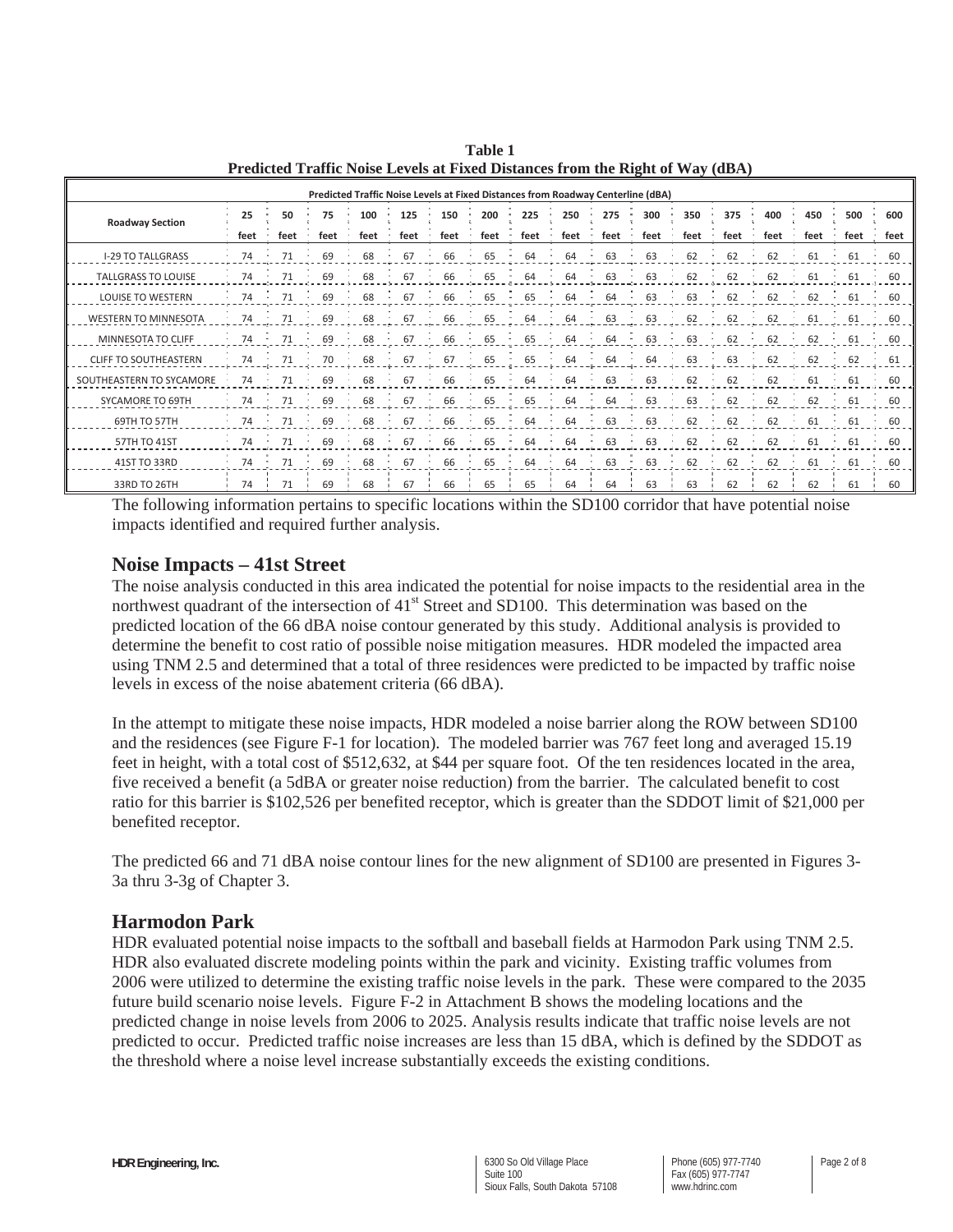**Table 1**
**Predicted Traffic Noise Levels at Fixed Distances from the Right of Way (dBA)**

| Roadway Section | Predicted Traffic Noise Levels at Fixed Distances from Roadway Centerline (dBA) | | | | | | | | | | | | | | | | |
|---|---|---|---|---|---|---|---|---|---|---|---|---|---|---|---|---|---|
| | 25 feet | 50 feet | 75 feet | 100 feet | 125 feet | 150 feet | 200 feet | 225 feet | 250 feet | 275 feet | 300 feet | 350 feet | 375 feet | 400 feet | 450 feet | 500 feet | 600 feet |
| I-29 TO TALLGRASS | 74 | 71 | 69 | 68 | 67 | 66 | 65 | 64 | 64 | 63 | 63 | 62 | 62 | 62 | 61 | 61 | 60 |
| TALLGRASS TO LOUISE | 74 | 71 | 69 | 68 | 67 | 66 | 65 | 64 | 64 | 63 | 63 | 62 | 62 | 62 | 61 | 61 | 60 |
| LOUISE TO WESTERN | 74 | 71 | 69 | 68 | 67 | 66 | 65 | 65 | 64 | 64 | 63 | 63 | 62 | 62 | 62 | 61 | 60 |
| WESTERN TO MINNESOTA | 74 | 71 | 69 | 68 | 67 | 66 | 65 | 64 | 64 | 63 | 63 | 62 | 62 | 62 | 61 | 61 | 60 |
| MINNESOTA TO CLIFF | 74 | 71 | 69 | 68 | 67 | 66 | 65 | 65 | 64 | 64 | 63 | 63 | 62 | 62 | 62 | 61 | 60 |
| CLIFF TO SOUTHEASTERN | 74 | 71 | 70 | 68 | 67 | 67 | 65 | 65 | 64 | 64 | 64 | 63 | 63 | 62 | 62 | 62 | 61 |
| SOUTHEASTERN TO SYCAMORE | 74 | 71 | 69 | 68 | 67 | 66 | 65 | 64 | 64 | 63 | 63 | 62 | 62 | 62 | 61 | 61 | 60 |
| SYCAMORE TO 69TH | 74 | 71 | 69 | 68 | 67 | 66 | 65 | 65 | 64 | 64 | 63 | 63 | 62 | 62 | 62 | 61 | 60 |
| 69TH TO 57TH | 74 | 71 | 69 | 68 | 67 | 66 | 65 | 64 | 64 | 63 | 63 | 62 | 62 | 62 | 61 | 61 | 60 |
| 57TH TO 41ST | 74 | 71 | 69 | 68 | 67 | 66 | 65 | 64 | 64 | 63 | 63 | 62 | 62 | 62 | 61 | 61 | 60 |
| 41ST TO 33RD | 74 | 71 | 69 | 68 | 67 | 66 | 65 | 64 | 64 | 63 | 63 | 62 | 62 | 62 | 61 | 61 | 60 |
| 33RD TO 26TH | 74 | 71 | 69 | 68 | 67 | 66 | 65 | 65 | 64 | 64 | 63 | 63 | 62 | 62 | 62 | 61 | 60 |

The following information pertains to specific locations within the SD100 corridor that have potential noise impacts identified and required further analysis.

## Noise Impacts – 41st Street

The noise analysis conducted in this area indicated the potential for noise impacts to the residential area in the northwest quadrant of the intersection of 41st Street and SD100. This determination was based on the predicted location of the 66 dBA noise contour generated by this study. Additional analysis is provided to determine the benefit to cost ratio of possible noise mitigation measures. HDR modeled the impacted area using TNM 2.5 and determined that a total of three residences were predicted to be impacted by traffic noise levels in excess of the noise abatement criteria (66 dBA).

In the attempt to mitigate these noise impacts, HDR modeled a noise barrier along the ROW between SD100 and the residences (see Figure F-1 for location). The modeled barrier was 767 feet long and averaged 15.19 feet in height, with a total cost of $512,632, at $44 per square foot. Of the ten residences located in the area, five received a benefit (a 5dBA or greater noise reduction) from the barrier. The calculated benefit to cost ratio for this barrier is $102,526 per benefited receptor, which is greater than the SDDOT limit of $21,000 per benefited receptor.

The predicted 66 and 71 dBA noise contour lines for the new alignment of SD100 are presented in Figures 3-3a thru 3-3g of Chapter 3.

## Harmodon Park

HDR evaluated potential noise impacts to the softball and baseball fields at Harmodon Park using TNM 2.5. HDR also evaluated discrete modeling points within the park and vicinity. Existing traffic volumes from 2006 were utilized to determine the existing traffic noise levels in the park. These were compared to the 2035 future build scenario noise levels. Figure F-2 in Attachment B shows the modeling locations and the predicted change in noise levels from 2006 to 2025. Analysis results indicate that traffic noise levels are not predicted to occur. Predicted traffic noise increases are less than 15 dBA, which is defined by the SDDOT as the threshold where a noise level increase substantially exceeds the existing conditions.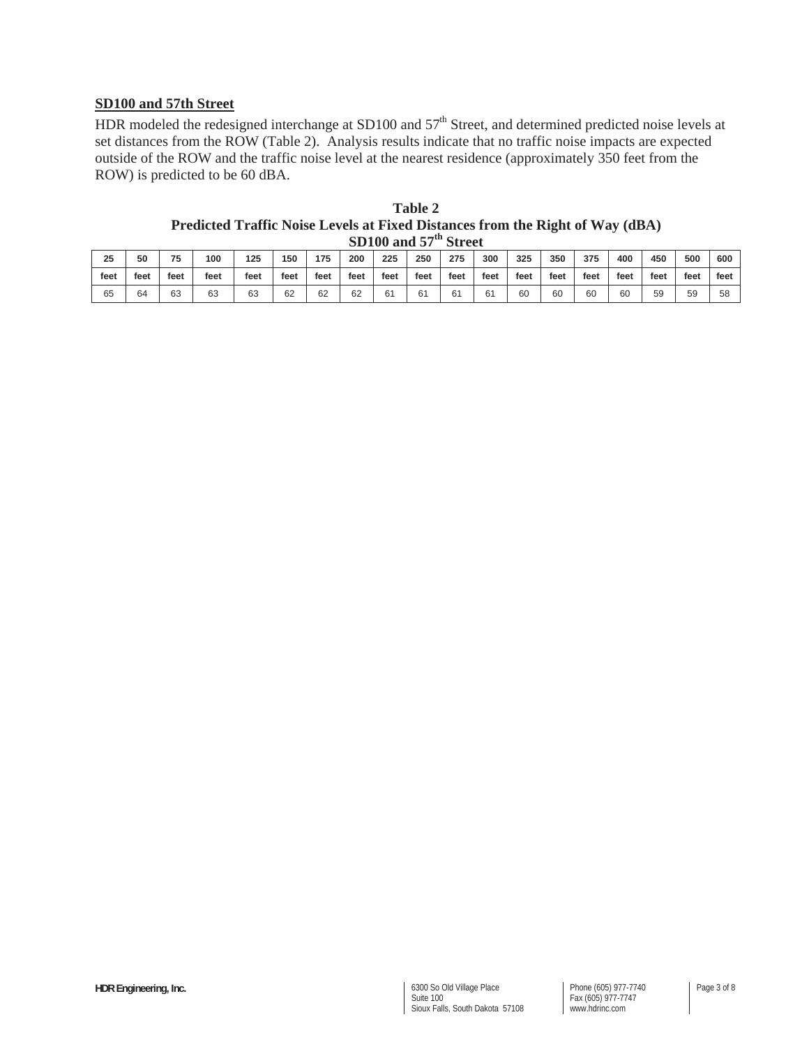## SD100 and 57th Street

HDR modeled the redesigned interchange at SD100 and 57th Street, and determined predicted noise levels at set distances from the ROW (Table 2). Analysis results indicate that no traffic noise impacts are expected outside of the ROW and the traffic noise level at the nearest residence (approximately 350 feet from the ROW) is predicted to be 60 dBA.

**Table 2**
**Predicted Traffic Noise Levels at Fixed Distances from the Right of Way (dBA)**
**SD100 and 57th Street**

| 25 feet | 50 feet | 75 feet | 100 feet | 125 feet | 150 feet | 175 feet | 200 feet | 225 feet | 250 feet | 275 feet | 300 feet | 325 feet | 350 feet | 375 feet | 400 feet | 450 feet | 500 feet | 600 feet |
|---|---|---|---|---|---|---|---|---|---|---|---|---|---|---|---|---|---|---|
| 65 | 64 | 63 | 63 | 63 | 62 | 62 | 62 | 61 | 61 | 61 | 61 | 60 | 60 | 60 | 60 | 59 | 59 | 58 |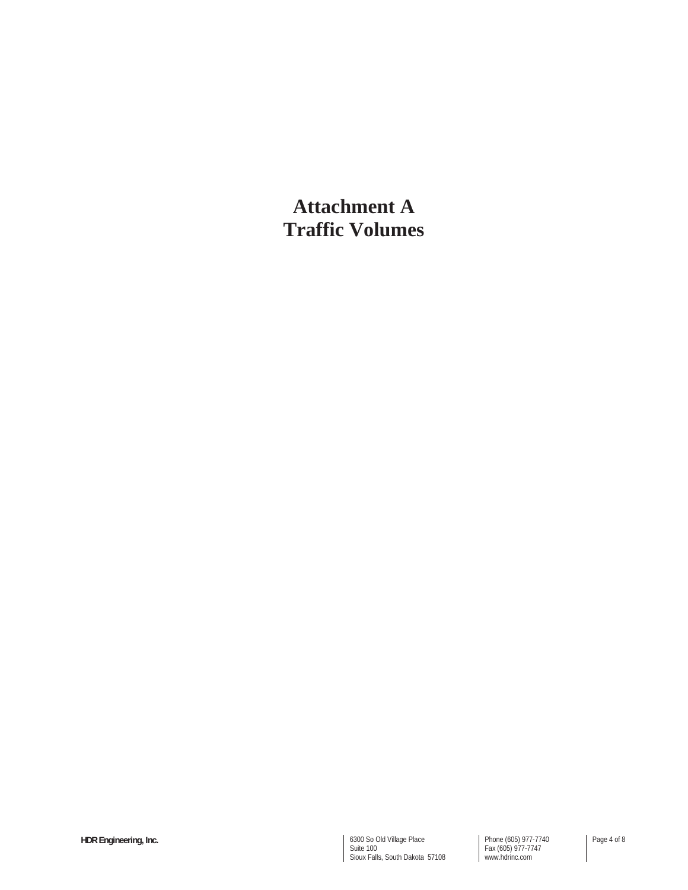# Attachment A
# Traffic Volumes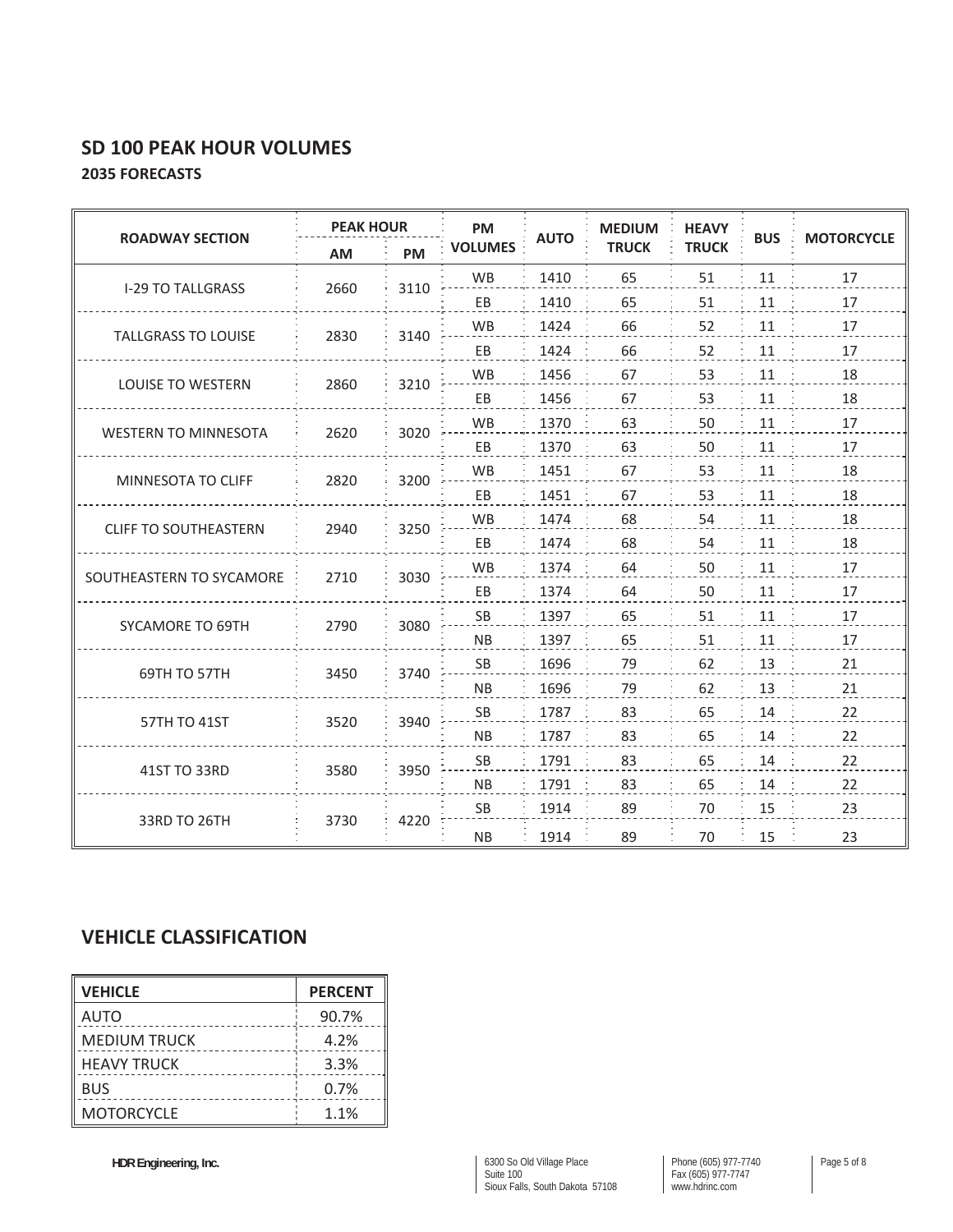## SD 100 PEAK HOUR VOLUMES

**2035 FORECASTS**

| ROADWAY SECTION | PEAK HOUR | | PM VOLUMES | AUTO | MEDIUM TRUCK | HEAVY TRUCK | BUS | MOTORCYCLE |
|---|---|---|---|---|---|---|---|---|
| | AM | PM | | | | | | |
| I-29 TO TALLGRASS | 2660 | 3110 | WB | 1410 | 65 | 51 | 11 | 17 |
| | | | EB | 1410 | 65 | 51 | 11 | 17 |
| TALLGRASS TO LOUISE | 2830 | 3140 | WB | 1424 | 66 | 52 | 11 | 17 |
| | | | EB | 1424 | 66 | 52 | 11 | 17 |
| LOUISE TO WESTERN | 2860 | 3210 | WB | 1456 | 67 | 53 | 11 | 18 |
| | | | EB | 1456 | 67 | 53 | 11 | 18 |
| WESTERN TO MINNESOTA | 2620 | 3020 | WB | 1370 | 63 | 50 | 11 | 17 |
| | | | EB | 1370 | 63 | 50 | 11 | 17 |
| MINNESOTA TO CLIFF | 2820 | 3200 | WB | 1451 | 67 | 53 | 11 | 18 |
| | | | EB | 1451 | 67 | 53 | 11 | 18 |
| CLIFF TO SOUTHEASTERN | 2940 | 3250 | WB | 1474 | 68 | 54 | 11 | 18 |
| | | | EB | 1474 | 68 | 54 | 11 | 18 |
| SOUTHEASTERN TO SYCAMORE | 2710 | 3030 | WB | 1374 | 64 | 50 | 11 | 17 |
| | | | EB | 1374 | 64 | 50 | 11 | 17 |
| SYCAMORE TO 69TH | 2790 | 3080 | SB | 1397 | 65 | 51 | 11 | 17 |
| | | | NB | 1397 | 65 | 51 | 11 | 17 |
| 69TH TO 57TH | 3450 | 3740 | SB | 1696 | 79 | 62 | 13 | 21 |
| | | | NB | 1696 | 79 | 62 | 13 | 21 |
| 57TH TO 41ST | 3520 | 3940 | SB | 1787 | 83 | 65 | 14 | 22 |
| | | | NB | 1787 | 83 | 65 | 14 | 22 |
| 41ST TO 33RD | 3580 | 3950 | SB | 1791 | 83 | 65 | 14 | 22 |
| | | | NB | 1791 | 83 | 65 | 14 | 22 |
| 33RD TO 26TH | 3730 | 4220 | SB | 1914 | 89 | 70 | 15 | 23 |
| | | | NB | 1914 | 89 | 70 | 15 | 23 |

## VEHICLE CLASSIFICATION

| VEHICLE | PERCENT |
|---|---|
| AUTO | 90.7% |
| MEDIUM TRUCK | 4.2% |
| HEAVY TRUCK | 3.3% |
| BUS | 0.7% |
| MOTORCYCLE | 1.1% |

**HDR Engineering, Inc.** 6300 So Old Village Place, Suite 100, Sioux Falls, South Dakota 57108 Phone (605) 977-7740 Fax (605) 977-7747 www.hdrinc.com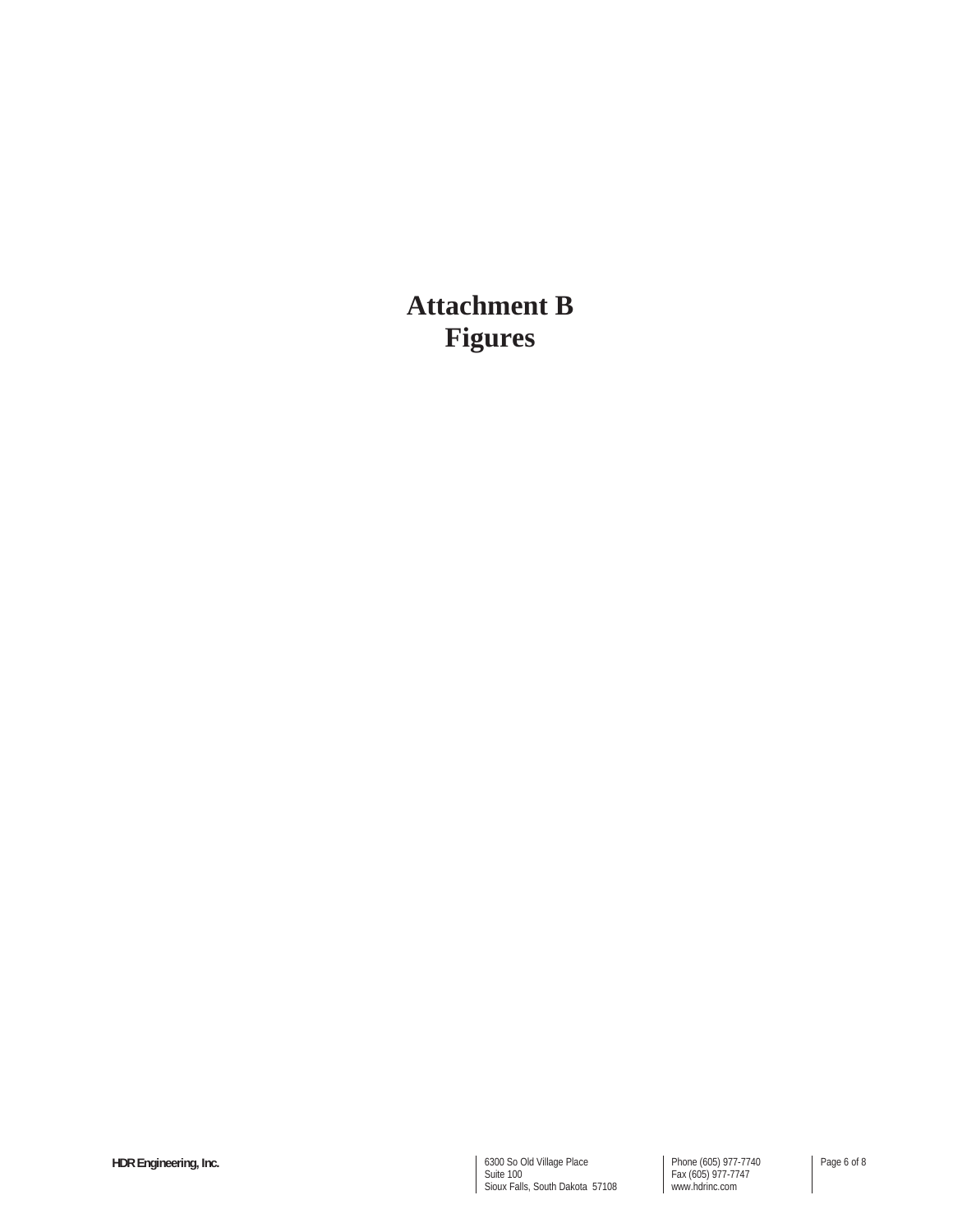# Attachment B
# Figures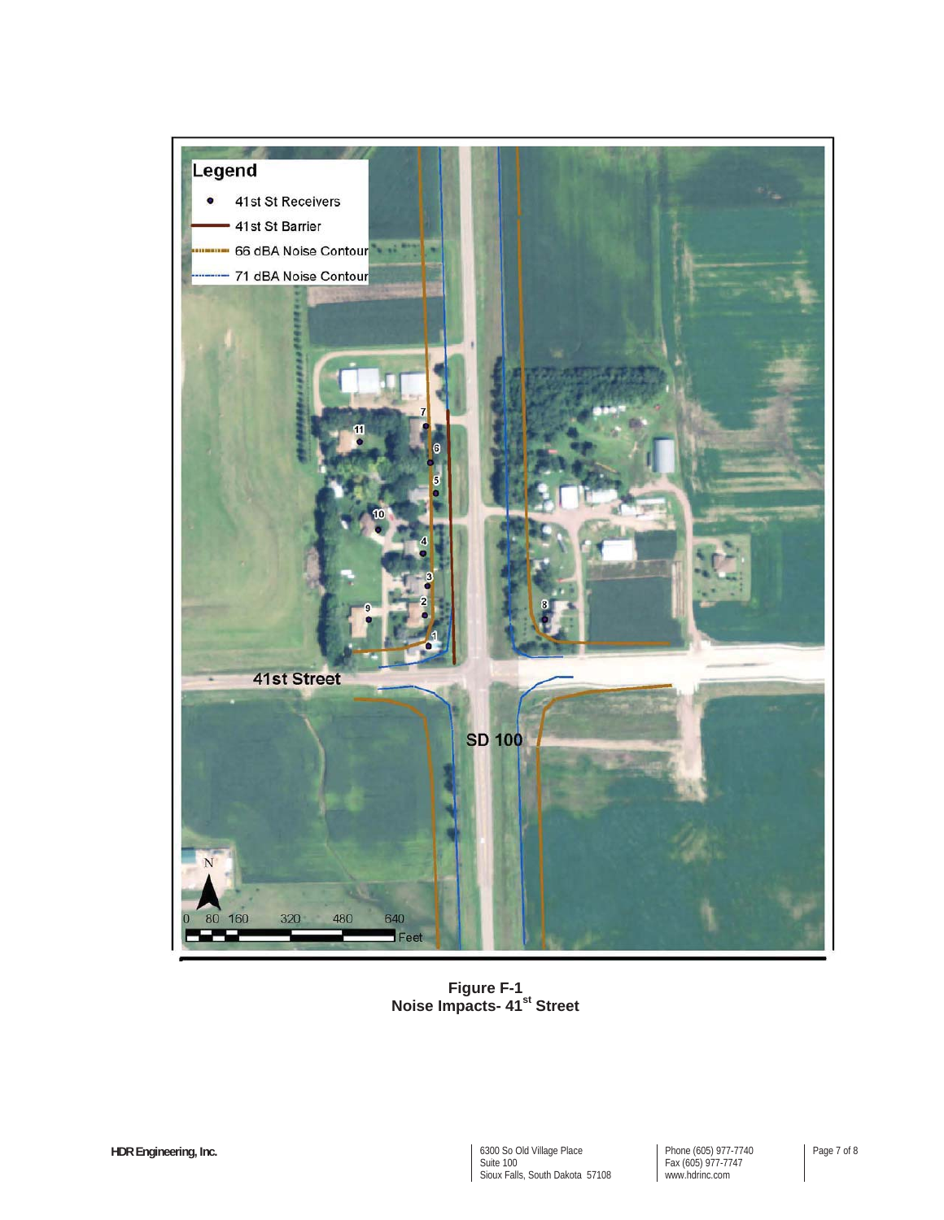Legend

- 41st St Receivers
- 41st St Barrier
- 66 dBA Noise Contour
- 71 dBA Noise Contour

41st Street

SD 100

N

0 80 160 320 480 640 Feet

**Figure F-1**
**Noise Impacts- 41st Street**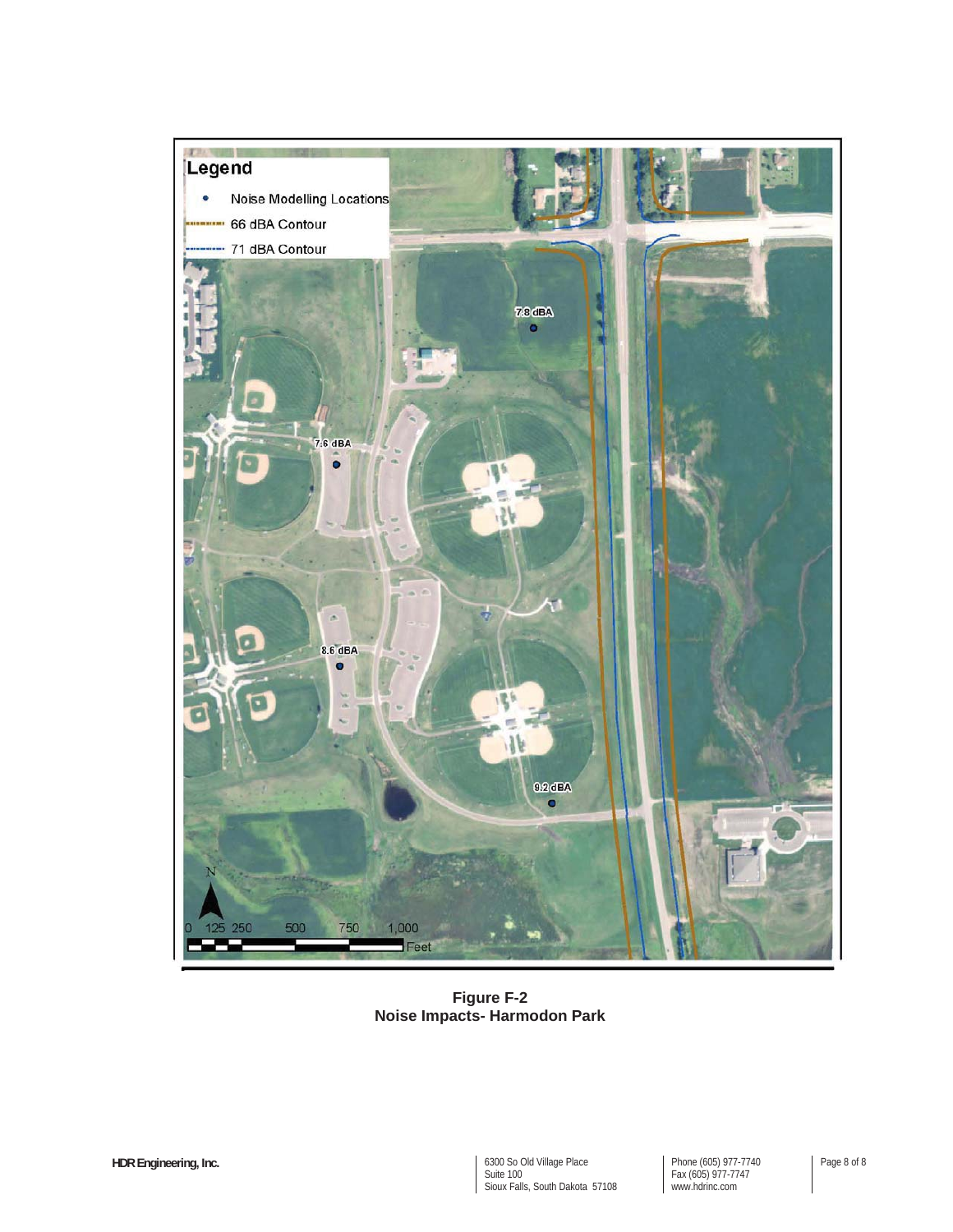Legend

Noise Modelling Locations

66 dBA Contour

71 dBA Contour

7.8 dBA

7.6 dBA

8.6 dBA

9.2 dBA

N

0 125 250 500 750 1,000 Feet

**Figure F-2**
**Noise Impacts- Harmodon Park**

**HDR Engineering, Inc.**

6300 So Old Village Place
Suite 100
Sioux Falls, South Dakota 57108

Phone (605) 977-7740
Fax (605) 977-7747
www.hdrinc.com